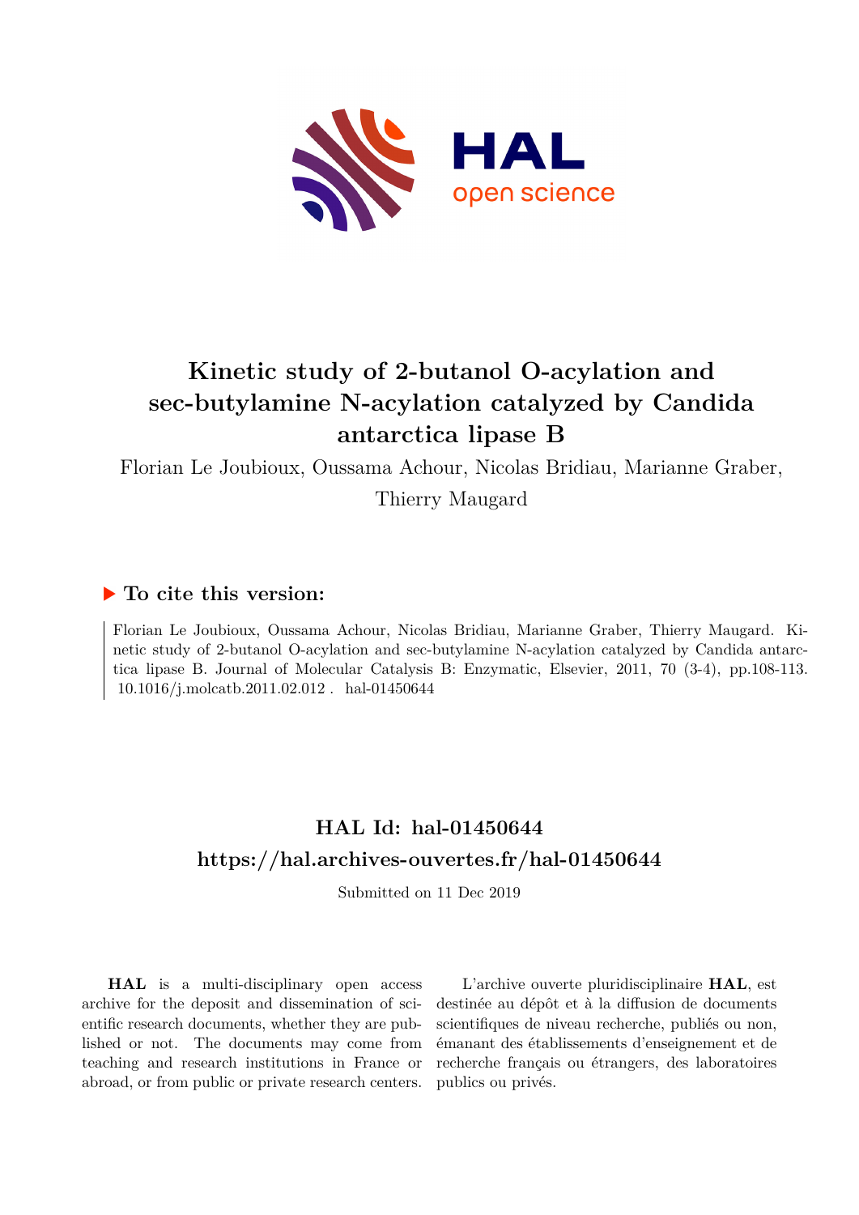# Kinetic study of 2-butanol O-acylation and sec-butylamine N-acylation catalyzed by Candida antarctica lipase B

Florian Le Joubioux, Oussama Achour, Nicolas Bridiau, Marianne Graber, Thierry Maugard

### ▶ To cite this version:

Florian Le Joubioux, Oussama Achour, Nicolas Bridiau, Marianne Graber, Thierry Maugard. Kinetic study of 2-butanol O-acylation and sec-butylamine N-acylation catalyzed by Candida antarctica lipase B. Journal of Molecular Catalysis B: Enzymatic, Elsevier, 2011, 70 (3-4), pp.108-113. 10.1016/j.molcatb.2011.02.012 . hal-01450644

## HAL Id: hal-01450644

## https://hal.archives-ouvertes.fr/hal-01450644

Submitted on 11 Dec 2019

**HAL** is a multi-disciplinary open access archive for the deposit and dissemination of scientific research documents, whether they are published or not. The documents may come from teaching and research institutions in France or abroad, or from public or private research centers.

L'archive ouverte pluridisciplinaire **HAL**, est destinée au dépôt et à la diffusion de documents scientifiques de niveau recherche, publiés ou non, émanant des établissements d'enseignement et de recherche français ou étrangers, des laboratoires publics ou privés.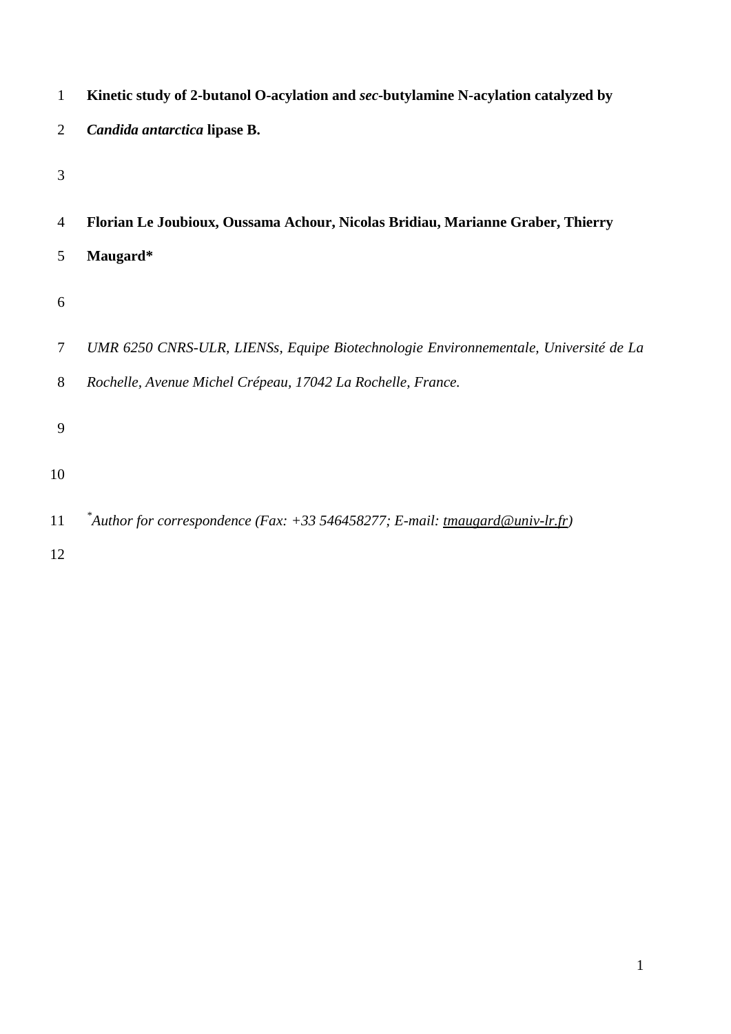# Kinetic study of 2-butanol O-acylation and *sec*-butylamine N-acylation catalyzed by *Candida antarctica* lipase B.

**Florian Le Joubioux, Oussama Achour, Nicolas Bridiau, Marianne Graber, Thierry Maugard***

*UMR 6250 CNRS-ULR, LIENSs, Equipe Biotechnologie Environnementale, Université de La Rochelle, Avenue Michel Crépeau, 17042 La Rochelle, France.*

*Author for correspondence (Fax: +33 546458277; E-mail: tmaugard@univ-lr.fr)*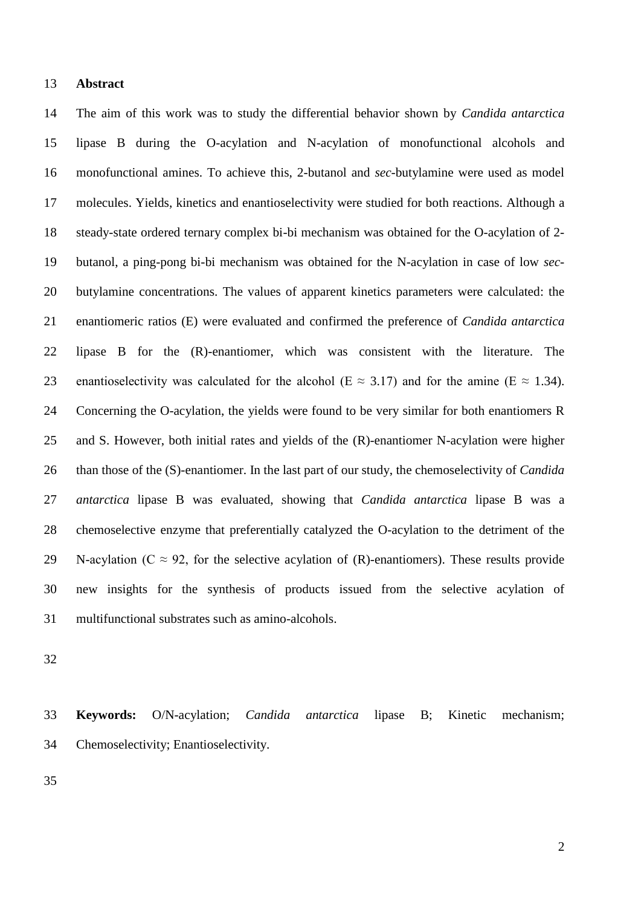## Abstract

The aim of this work was to study the differential behavior shown by *Candida antarctica* lipase B during the O-acylation and N-acylation of monofunctional alcohols and monofunctional amines. To achieve this, 2-butanol and *sec*-butylamine were used as model molecules. Yields, kinetics and enantioselectivity were studied for both reactions. Although a steady-state ordered ternary complex bi-bi mechanism was obtained for the O-acylation of 2-butanol, a ping-pong bi-bi mechanism was obtained for the N-acylation in case of low *sec*-butylamine concentrations. The values of apparent kinetics parameters were calculated: the enantiomeric ratios (E) were evaluated and confirmed the preference of *Candida antarctica* lipase B for the (R)-enantiomer, which was consistent with the literature. The enantioselectivity was calculated for the alcohol ($E \approx 3.17$) and for the amine ($E \approx 1.34$). Concerning the O-acylation, the yields were found to be very similar for both enantiomers R and S. However, both initial rates and yields of the (R)-enantiomer N-acylation were higher than those of the (S)-enantiomer. In the last part of our study, the chemoselectivity of *Candida antarctica* lipase B was evaluated, showing that *Candida antarctica* lipase B was a chemoselective enzyme that preferentially catalyzed the O-acylation to the detriment of the N-acylation ($C \approx 92$, for the selective acylation of (R)-enantiomers). These results provide new insights for the synthesis of products issued from the selective acylation of multifunctional substrates such as amino-alcohols.

**Keywords:** O/N-acylation; *Candida antarctica* lipase B; Kinetic mechanism; Chemoselectivity; Enantioselectivity.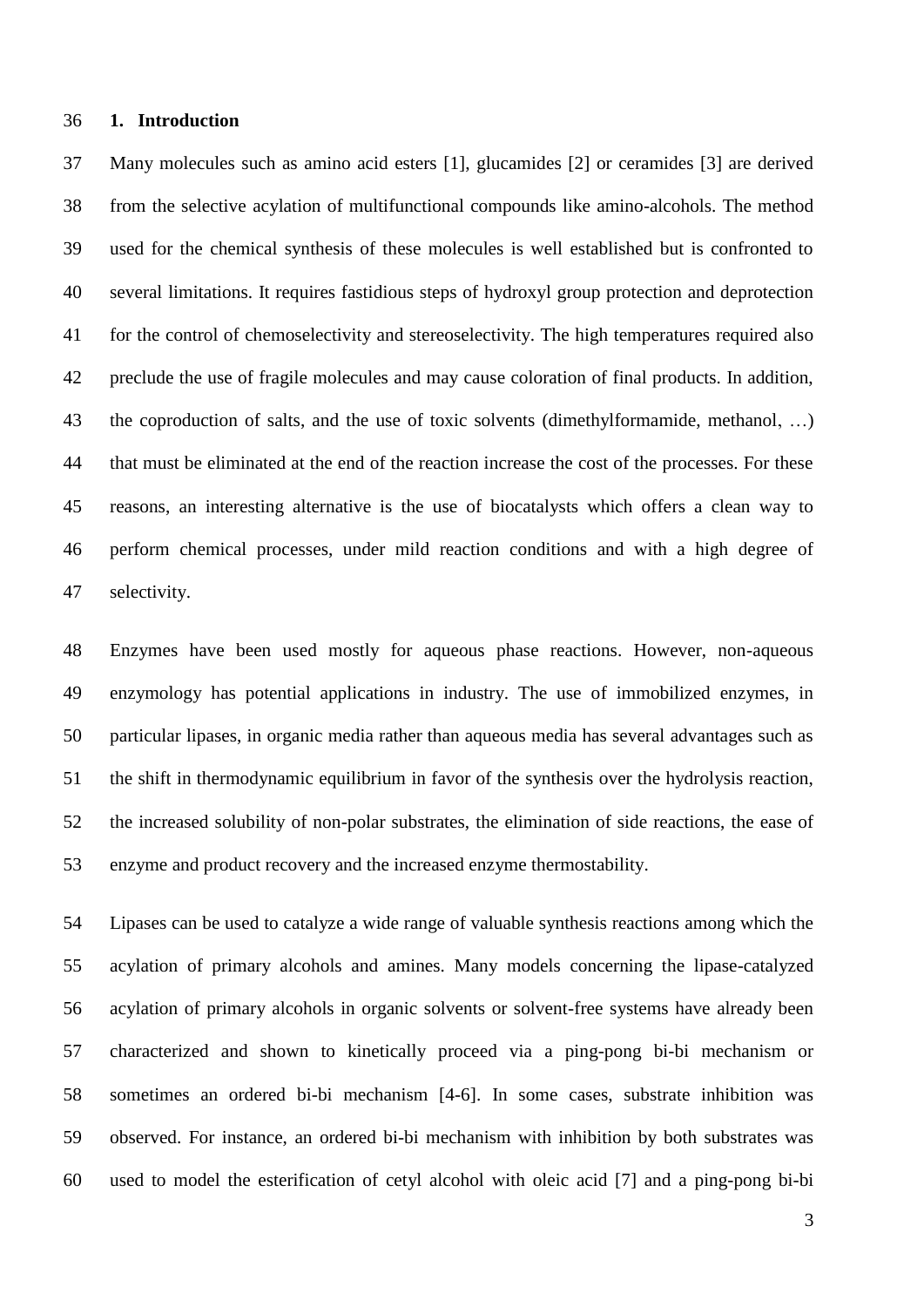## 1. Introduction

Many molecules such as amino acid esters [1], glucamides [2] or ceramides [3] are derived from the selective acylation of multifunctional compounds like amino-alcohols. The method used for the chemical synthesis of these molecules is well established but is confronted to several limitations. It requires fastidious steps of hydroxyl group protection and deprotection for the control of chemoselectivity and stereoselectivity. The high temperatures required also preclude the use of fragile molecules and may cause coloration of final products. In addition, the coproduction of salts, and the use of toxic solvents (dimethylformamide, methanol, …) that must be eliminated at the end of the reaction increase the cost of the processes. For these reasons, an interesting alternative is the use of biocatalysts which offers a clean way to perform chemical processes, under mild reaction conditions and with a high degree of selectivity.

Enzymes have been used mostly for aqueous phase reactions. However, non-aqueous enzymology has potential applications in industry. The use of immobilized enzymes, in particular lipases, in organic media rather than aqueous media has several advantages such as the shift in thermodynamic equilibrium in favor of the synthesis over the hydrolysis reaction, the increased solubility of non-polar substrates, the elimination of side reactions, the ease of enzyme and product recovery and the increased enzyme thermostability.

Lipases can be used to catalyze a wide range of valuable synthesis reactions among which the acylation of primary alcohols and amines. Many models concerning the lipase-catalyzed acylation of primary alcohols in organic solvents or solvent-free systems have already been characterized and shown to kinetically proceed via a ping-pong bi-bi mechanism or sometimes an ordered bi-bi mechanism [4-6]. In some cases, substrate inhibition was observed. For instance, an ordered bi-bi mechanism with inhibition by both substrates was used to model the esterification of cetyl alcohol with oleic acid [7] and a ping-pong bi-bi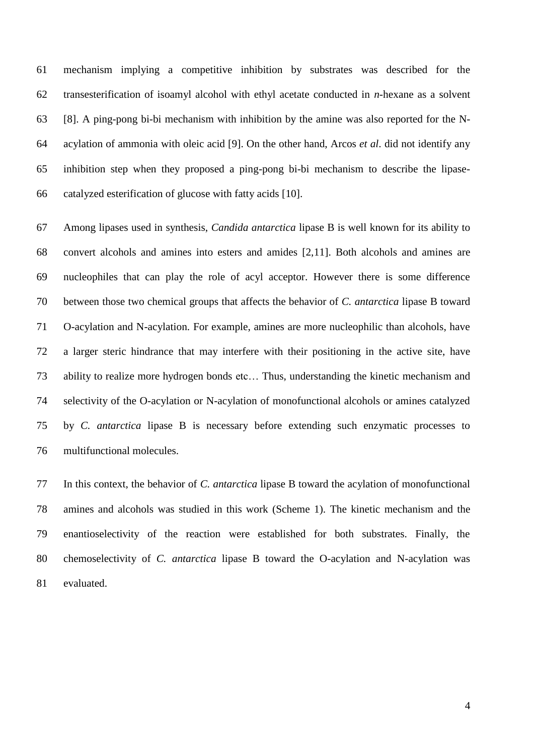mechanism implying a competitive inhibition by substrates was described for the transesterification of isoamyl alcohol with ethyl acetate conducted in *n*-hexane as a solvent [8]. A ping-pong bi-bi mechanism with inhibition by the amine was also reported for the N-acylation of ammonia with oleic acid [9]. On the other hand, Arcos *et al*. did not identify any inhibition step when they proposed a ping-pong bi-bi mechanism to describe the lipase-catalyzed esterification of glucose with fatty acids [10].

Among lipases used in synthesis, *Candida antarctica* lipase B is well known for its ability to convert alcohols and amines into esters and amides [2,11]. Both alcohols and amines are nucleophiles that can play the role of acyl acceptor. However there is some difference between those two chemical groups that affects the behavior of *C. antarctica* lipase B toward O-acylation and N-acylation. For example, amines are more nucleophilic than alcohols, have a larger steric hindrance that may interfere with their positioning in the active site, have ability to realize more hydrogen bonds etc… Thus, understanding the kinetic mechanism and selectivity of the O-acylation or N-acylation of monofunctional alcohols or amines catalyzed by *C. antarctica* lipase B is necessary before extending such enzymatic processes to multifunctional molecules.

In this context, the behavior of *C. antarctica* lipase B toward the acylation of monofunctional amines and alcohols was studied in this work (Scheme 1). The kinetic mechanism and the enantioselectivity of the reaction were established for both substrates. Finally, the chemoselectivity of *C. antarctica* lipase B toward the O-acylation and N-acylation was evaluated.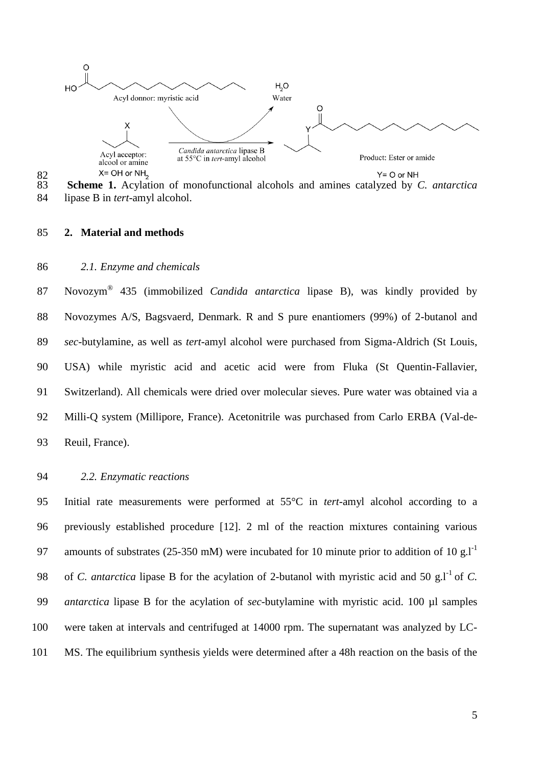**Scheme 1.** Acylation of monofunctional alcohols and amines catalyzed by *C. antarctica* lipase B in *tert*-amyl alcohol.

## 2. Material and methods

### *2.1. Enzyme and chemicals*

Novozym® 435 (immobilized *Candida antarctica* lipase B), was kindly provided by Novozymes A/S, Bagsvaerd, Denmark. R and S pure enantiomers (99%) of 2-butanol and *sec*-butylamine, as well as *tert*-amyl alcohol were purchased from Sigma-Aldrich (St Louis, USA) while myristic acid and acetic acid were from Fluka (St Quentin-Fallavier, Switzerland). All chemicals were dried over molecular sieves. Pure water was obtained via a Milli-Q system (Millipore, France). Acetonitrile was purchased from Carlo ERBA (Val-de-Reuil, France).

### *2.2. Enzymatic reactions*

Initial rate measurements were performed at 55°C in *tert*-amyl alcohol according to a previously established procedure [12]. 2 ml of the reaction mixtures containing various amounts of substrates (25-350 mM) were incubated for 10 minute prior to addition of 10 $g.l^{-1}$ of *C. antarctica* lipase B for the acylation of 2-butanol with myristic acid and 50 $g.l^{-1}$ of *C. antarctica* lipase B for the acylation of *sec*-butylamine with myristic acid. 100 µl samples were taken at intervals and centrifuged at 14000 rpm. The supernatant was analyzed by LC-MS. The equilibrium synthesis yields were determined after a 48h reaction on the basis of the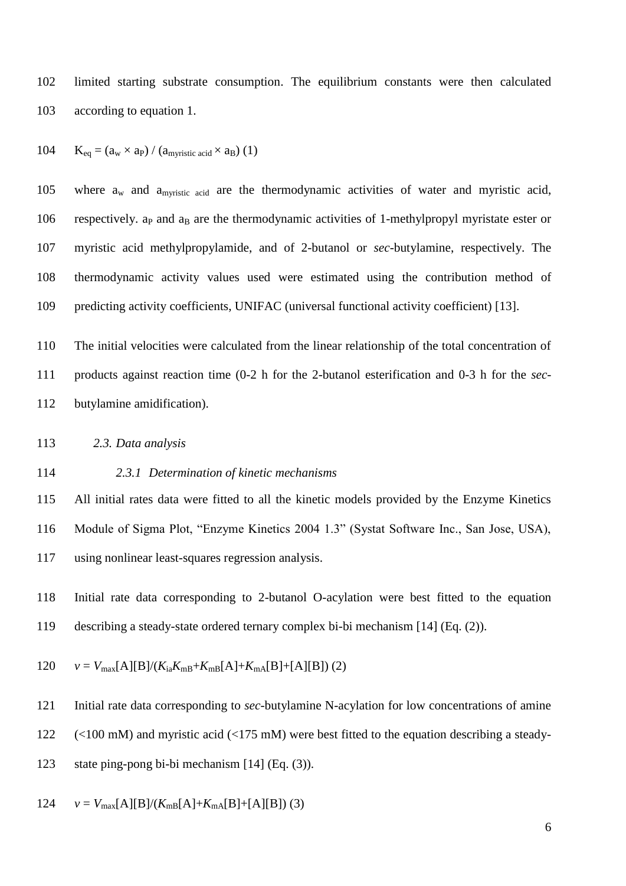limited starting substrate consumption. The equilibrium constants were then calculated according to equation 1.

$$K_{eq} = (a_w \times a_P) / (a_{myristic\ acid} \times a_B) \quad (1)$$

where $a_w$ and $a_{myristic\ acid}$ are the thermodynamic activities of water and myristic acid, respectively. $a_P$ and $a_B$ are the thermodynamic activities of 1-methylpropyl myristate ester or myristic acid methylpropylamide, and of 2-butanol or *sec*-butylamine, respectively. The thermodynamic activity values used were estimated using the contribution method of predicting activity coefficients, UNIFAC (universal functional activity coefficient) [13].

The initial velocities were calculated from the linear relationship of the total concentration of products against reaction time (0-2 h for the 2-butanol esterification and 0-3 h for the *sec*-butylamine amidification).

## *2.3. Data analysis*

### *2.3.1 Determination of kinetic mechanisms*

All initial rates data were fitted to all the kinetic models provided by the Enzyme Kinetics Module of Sigma Plot, "Enzyme Kinetics 2004 1.3" (Systat Software Inc., San Jose, USA), using nonlinear least-squares regression analysis.

Initial rate data corresponding to 2-butanol O-acylation were best fitted to the equation describing a steady-state ordered ternary complex bi-bi mechanism [14] (Eq. (2)).

$$v = V_{max}[A][B]/(K_{ia}K_{mB}+K_{mB}[A]+K_{mA}[B]+[A][B]) \quad (2)$$

Initial rate data corresponding to *sec*-butylamine N-acylation for low concentrations of amine (<100 mM) and myristic acid (<175 mM) were best fitted to the equation describing a steady-state ping-pong bi-bi mechanism [14] (Eq. (3)).

$$v = V_{max}[A][B]/(K_{mB}[A]+K_{mA}[B]+[A][B]) \quad (3)$$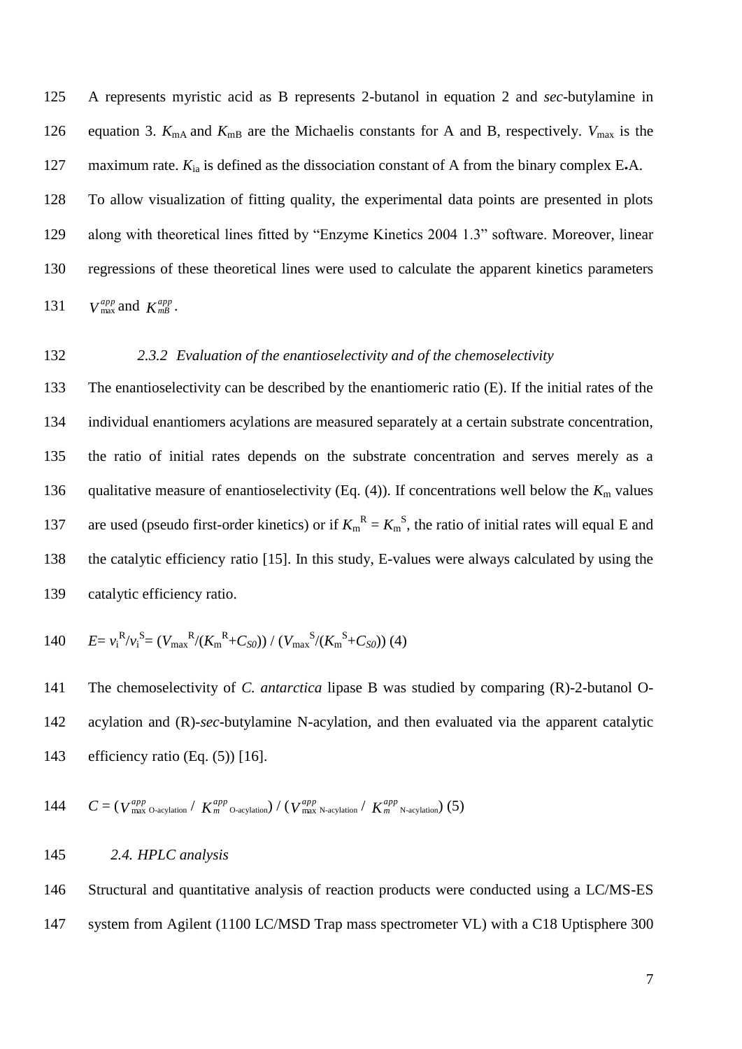A represents myristic acid as B represents 2-butanol in equation 2 and *sec*-butylamine in equation 3. $K_{mA}$ and $K_{mB}$ are the Michaelis constants for A and B, respectively. $V_{max}$ is the maximum rate. $K_{ia}$ is defined as the dissociation constant of A from the binary complex E.A.

To allow visualization of fitting quality, the experimental data points are presented in plots along with theoretical lines fitted by "Enzyme Kinetics 2004 1.3" software. Moreover, linear regressions of these theoretical lines were used to calculate the apparent kinetics parameters $V_{max}^{app}$ and $K_{mB}^{app}$.

### *2.3.2 Evaluation of the enantioselectivity and of the chemoselectivity*

The enantioselectivity can be described by the enantiomeric ratio (E). If the initial rates of the individual enantiomers acylations are measured separately at a certain substrate concentration, the ratio of initial rates depends on the substrate concentration and serves merely as a qualitative measure of enantioselectivity (Eq. (4)). If concentrations well below the $K_m$ values are used (pseudo first-order kinetics) or if $K_m^R = K_m^S$, the ratio of initial rates will equal E and the catalytic efficiency ratio [15]. In this study, E-values were always calculated by using the catalytic efficiency ratio.

$$E = v_i^R / v_i^S = (V_{max}^R / (K_m^R + C_{S0})) / (V_{max}^S / (K_m^S + C_{S0})) \quad (4)$$

The chemoselectivity of *C. antarctica* lipase B was studied by comparing (R)-2-butanol O-acylation and (R)-*sec*-butylamine N-acylation, and then evaluated via the apparent catalytic efficiency ratio (Eq. (5)) [16].

$$C = (V_{max\ \text{O-acylation}}^{app} / K_{m\ \text{O-acylation}}^{app}) / (V_{max\ \text{N-acylation}}^{app} / K_{m\ \text{N-acylation}}^{app}) \quad (5)$$

## *2.4. HPLC analysis*

Structural and quantitative analysis of reaction products were conducted using a LC/MS-ES system from Agilent (1100 LC/MSD Trap mass spectrometer VL) with a C18 Uptisphere 300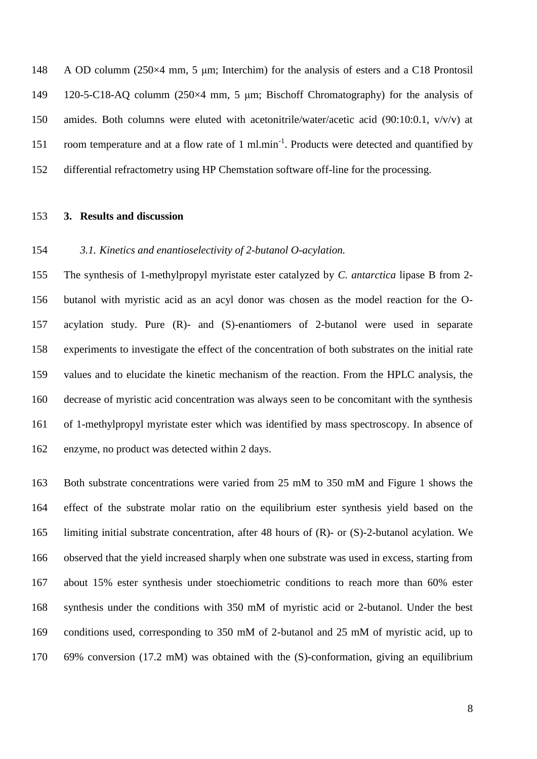A OD columm (250×4 mm, 5 μm; Interchim) for the analysis of esters and a C18 Prontosil 120-5-C18-AQ columm (250×4 mm, 5 μm; Bischoff Chromatography) for the analysis of amides. Both columns were eluted with acetonitrile/water/acetic acid (90:10:0.1, v/v/v) at room temperature and at a flow rate of 1 ml.min$^{-1}$. Products were detected and quantified by differential refractometry using HP Chemstation software off-line for the processing.

## 3. Results and discussion

### *3.1. Kinetics and enantioselectivity of 2-butanol O-acylation.*

The synthesis of 1-methylpropyl myristate ester catalyzed by *C. antarctica* lipase B from 2-butanol with myristic acid as an acyl donor was chosen as the model reaction for the O-acylation study. Pure (R)- and (S)-enantiomers of 2-butanol were used in separate experiments to investigate the effect of the concentration of both substrates on the initial rate values and to elucidate the kinetic mechanism of the reaction. From the HPLC analysis, the decrease of myristic acid concentration was always seen to be concomitant with the synthesis of 1-methylpropyl myristate ester which was identified by mass spectroscopy. In absence of enzyme, no product was detected within 2 days.

Both substrate concentrations were varied from 25 mM to 350 mM and Figure 1 shows the effect of the substrate molar ratio on the equilibrium ester synthesis yield based on the limiting initial substrate concentration, after 48 hours of (R)- or (S)-2-butanol acylation. We observed that the yield increased sharply when one substrate was used in excess, starting from about 15% ester synthesis under stoechiometric conditions to reach more than 60% ester synthesis under the conditions with 350 mM of myristic acid or 2-butanol. Under the best conditions used, corresponding to 350 mM of 2-butanol and 25 mM of myristic acid, up to 69% conversion (17.2 mM) was obtained with the (S)-conformation, giving an equilibrium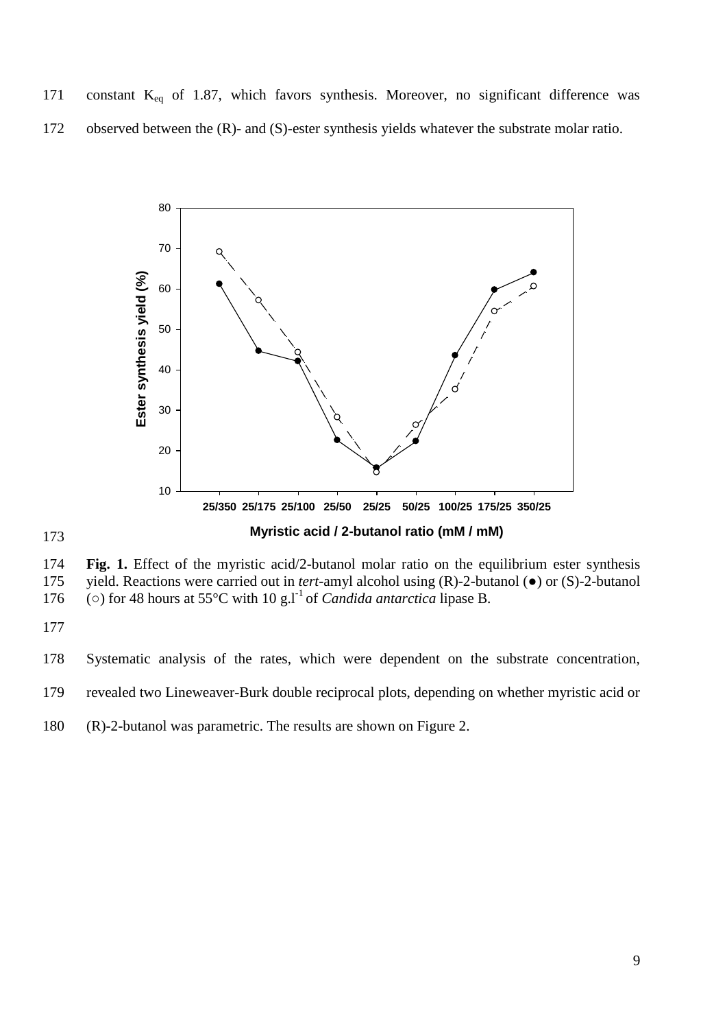constant $K_{eq}$ of 1.87, which favors synthesis. Moreover, no significant difference was observed between the (R)- and (S)-ester synthesis yields whatever the substrate molar ratio.

**Fig. 1.** Effect of the myristic acid/2-butanol molar ratio on the equilibrium ester synthesis yield. Reactions were carried out in *tert*-amyl alcohol using (R)-2-butanol (●) or (S)-2-butanol (○) for 48 hours at 55°C with 10 $g.l^{-1}$ of *Candida antarctica* lipase B.

Systematic analysis of the rates, which were dependent on the substrate concentration, revealed two Lineweaver-Burk double reciprocal plots, depending on whether myristic acid or (R)-2-butanol was parametric. The results are shown on Figure 2.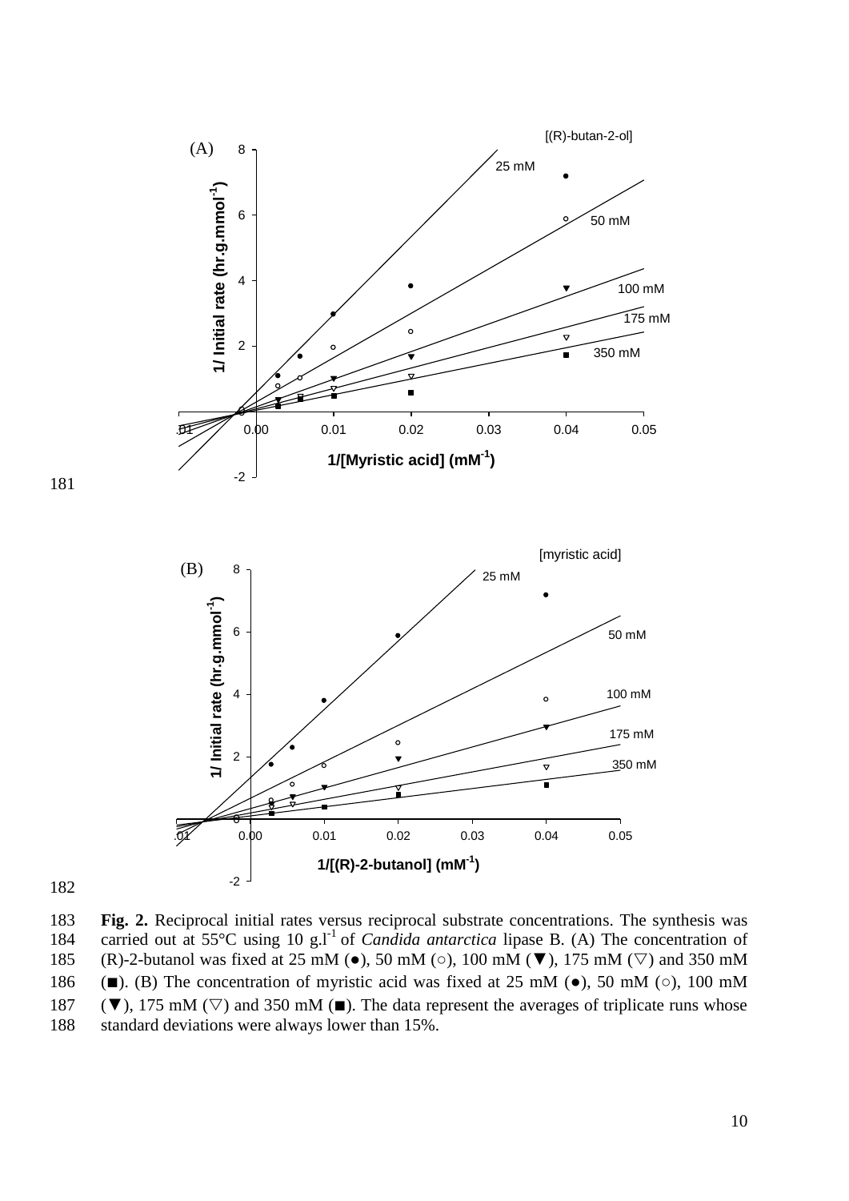**Fig. 2.** Reciprocal initial rates versus reciprocal substrate concentrations. The synthesis was carried out at 55°C using 10 g.l$^{-1}$ of *Candida antarctica* lipase B. (A) The concentration of (R)-2-butanol was fixed at 25 mM (●), 50 mM (○), 100 mM (▼), 175 mM (▽) and 350 mM (■). (B) The concentration of myristic acid was fixed at 25 mM (●), 50 mM (○), 100 mM (▼), 175 mM (▽) and 350 mM (■). The data represent the averages of triplicate runs whose standard deviations were always lower than 15%.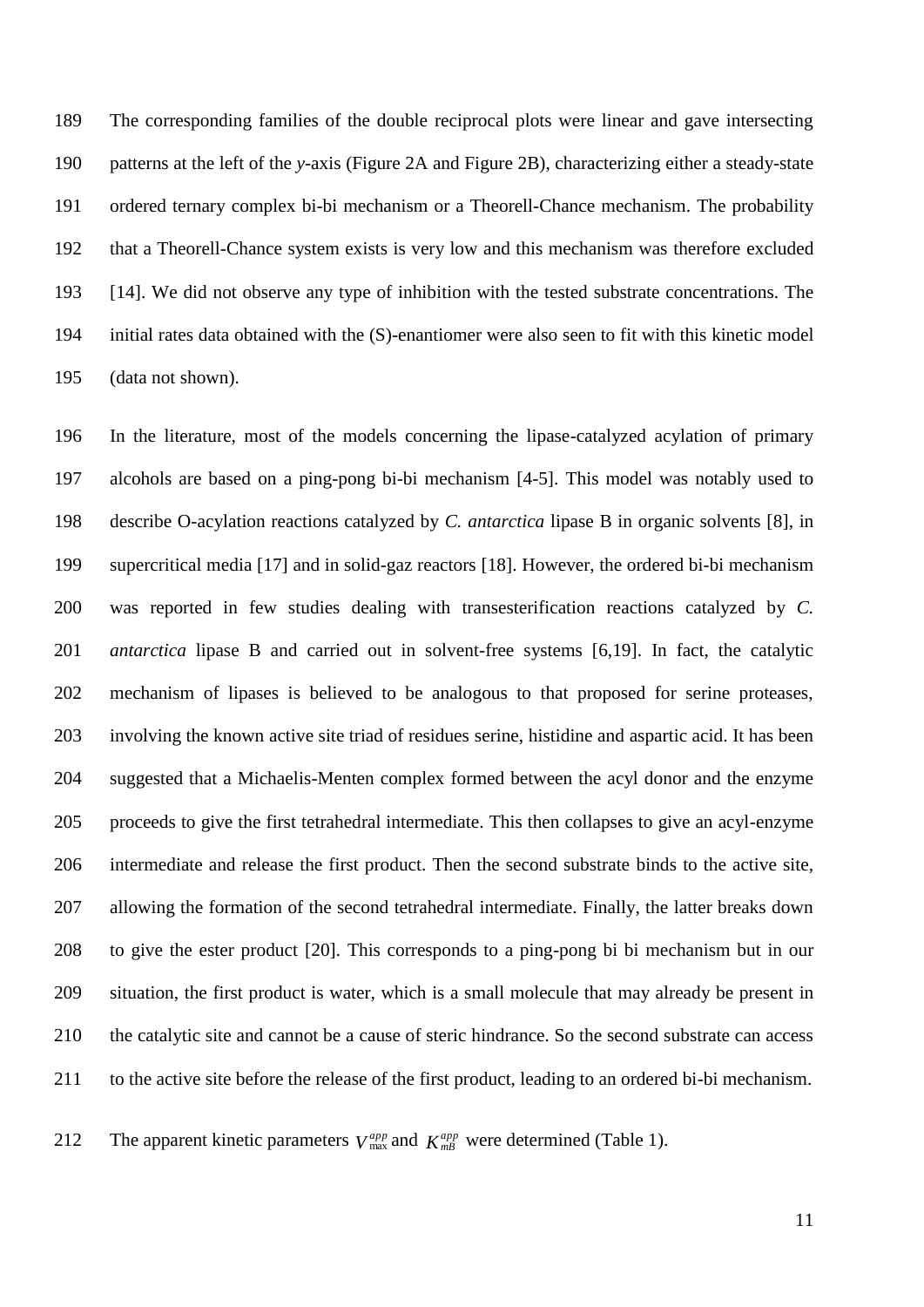The corresponding families of the double reciprocal plots were linear and gave intersecting patterns at the left of the *y*-axis (Figure 2A and Figure 2B), characterizing either a steady-state ordered ternary complex bi-bi mechanism or a Theorell-Chance mechanism. The probability that a Theorell-Chance system exists is very low and this mechanism was therefore excluded [14]. We did not observe any type of inhibition with the tested substrate concentrations. The initial rates data obtained with the (S)-enantiomer were also seen to fit with this kinetic model (data not shown).

In the literature, most of the models concerning the lipase-catalyzed acylation of primary alcohols are based on a ping-pong bi-bi mechanism [4-5]. This model was notably used to describe O-acylation reactions catalyzed by *C. antarctica* lipase B in organic solvents [8], in supercritical media [17] and in solid-gaz reactors [18]. However, the ordered bi-bi mechanism was reported in few studies dealing with transesterification reactions catalyzed by *C. antarctica* lipase B and carried out in solvent-free systems [6,19]. In fact, the catalytic mechanism of lipases is believed to be analogous to that proposed for serine proteases, involving the known active site triad of residues serine, histidine and aspartic acid. It has been suggested that a Michaelis-Menten complex formed between the acyl donor and the enzyme proceeds to give the first tetrahedral intermediate. This then collapses to give an acyl-enzyme intermediate and release the first product. Then the second substrate binds to the active site, allowing the formation of the second tetrahedral intermediate. Finally, the latter breaks down to give the ester product [20]. This corresponds to a ping-pong bi bi mechanism but in our situation, the first product is water, which is a small molecule that may already be present in the catalytic site and cannot be a cause of steric hindrance. So the second substrate can access to the active site before the release of the first product, leading to an ordered bi-bi mechanism.

The apparent kinetic parameters $V_{\max}^{app}$ and $K_{mB}^{app}$ were determined (Table 1).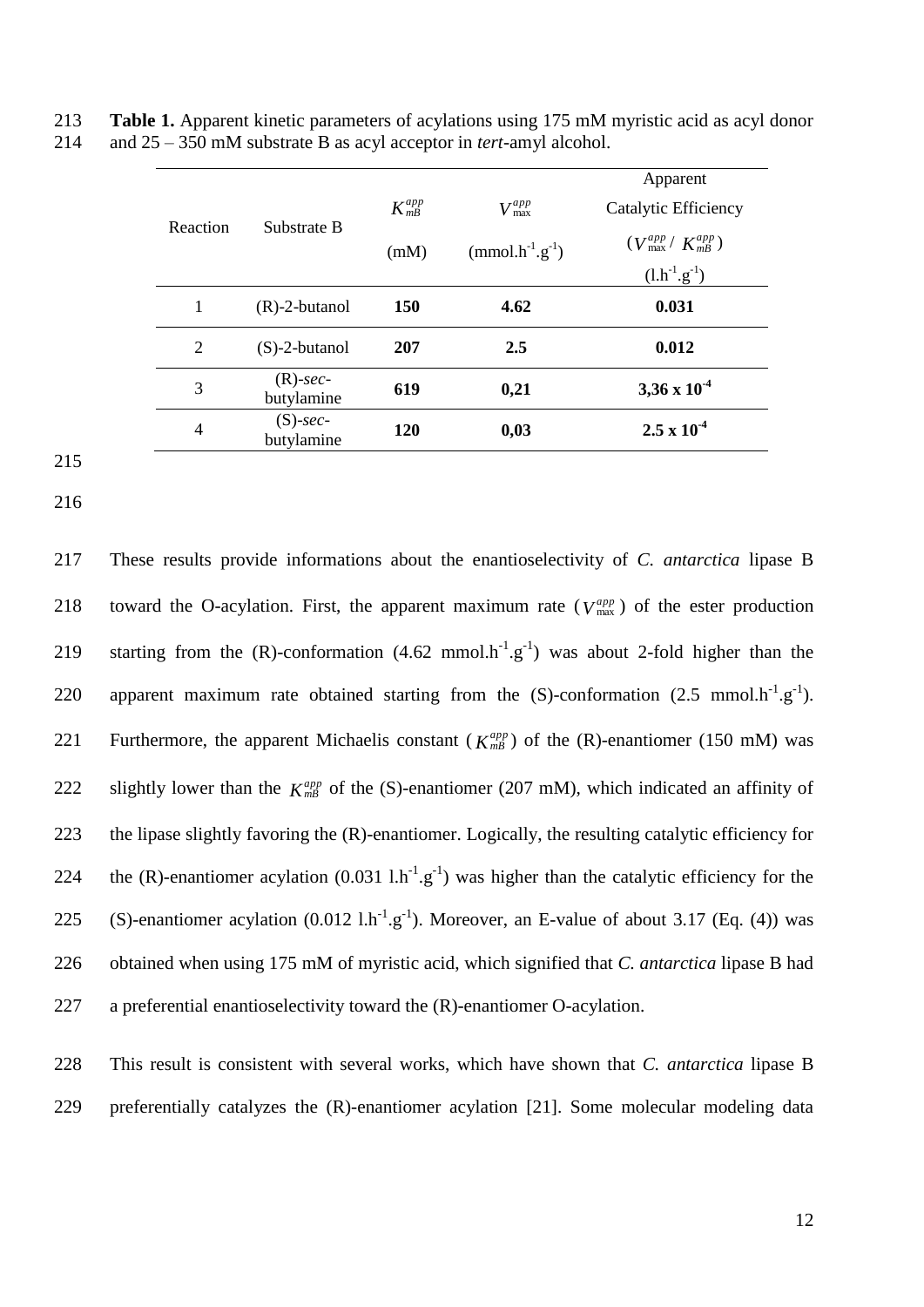**Table 1.** Apparent kinetic parameters of acylations using 175 mM myristic acid as acyl donor and 25 – 350 mM substrate B as acyl acceptor in *tert*-amyl alcohol.

| Reaction | Substrate B | $K_{mB}^{app}$ (mM) | $V_{\max}^{app}$ (mmol.h$^{-1}$.g$^{-1}$) | Apparent Catalytic Efficiency ($V_{\max}^{app}$ / $K_{mB}^{app}$) (l.h$^{-1}$.g$^{-1}$) |
|---|---|---|---|---|
| 1 | (R)-2-butanol | **150** | **4.62** | **0.031** |
| 2 | (S)-2-butanol | **207** | **2.5** | **0.012** |
| 3 | (R)-*sec*-butylamine | **619** | **0,21** | **3,36 x $10^{-4}$** |
| 4 | (S)-*sec*-butylamine | **120** | **0,03** | **2.5 x $10^{-4}$** |

These results provide informations about the enantioselectivity of *C. antarctica* lipase B toward the O-acylation. First, the apparent maximum rate ($V_{\max}^{app}$) of the ester production starting from the (R)-conformation (4.62 mmol.h$^{-1}$.g$^{-1}$) was about 2-fold higher than the apparent maximum rate obtained starting from the (S)-conformation (2.5 mmol.h$^{-1}$.g$^{-1}$). Furthermore, the apparent Michaelis constant ($K_{mB}^{app}$) of the (R)-enantiomer (150 mM) was slightly lower than the $K_{mB}^{app}$ of the (S)-enantiomer (207 mM), which indicated an affinity of the lipase slightly favoring the (R)-enantiomer. Logically, the resulting catalytic efficiency for the (R)-enantiomer acylation (0.031 l.h$^{-1}$.g$^{-1}$) was higher than the catalytic efficiency for the (S)-enantiomer acylation (0.012 l.h$^{-1}$.g$^{-1}$). Moreover, an E-value of about 3.17 (Eq. (4)) was obtained when using 175 mM of myristic acid, which signified that *C. antarctica* lipase B had a preferential enantioselectivity toward the (R)-enantiomer O-acylation.

This result is consistent with several works, which have shown that *C. antarctica* lipase B preferentially catalyzes the (R)-enantiomer acylation [21]. Some molecular modeling data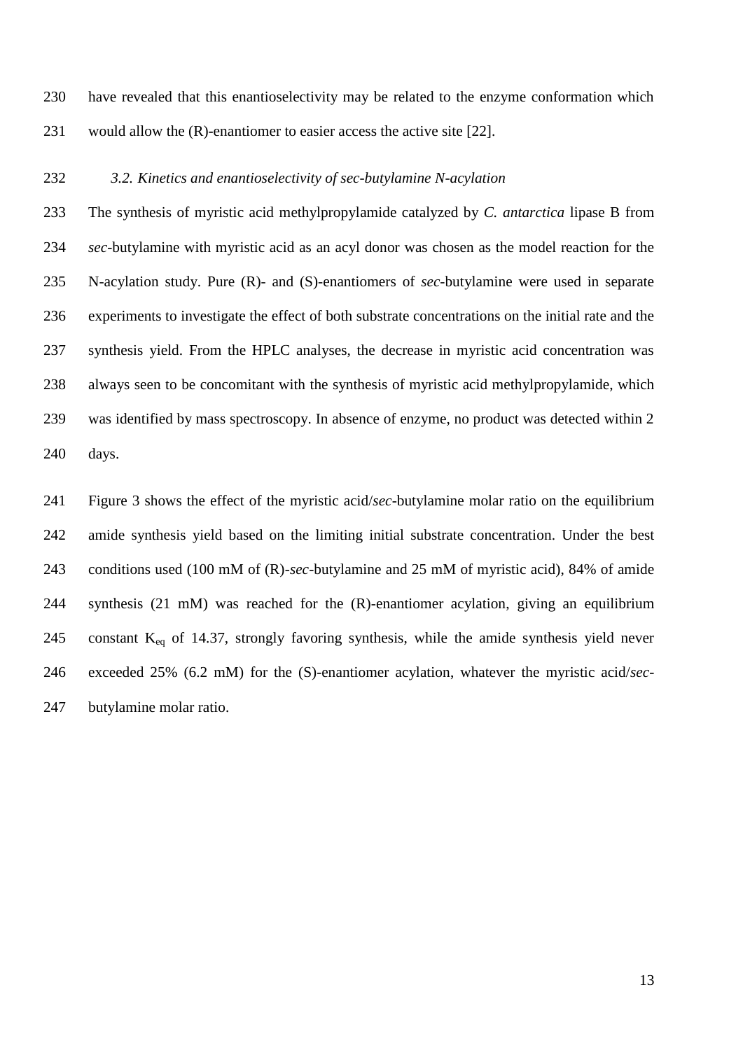have revealed that this enantioselectivity may be related to the enzyme conformation which would allow the (R)-enantiomer to easier access the active site [22].

### *3.2. Kinetics and enantioselectivity of sec-butylamine N-acylation*

The synthesis of myristic acid methylpropylamide catalyzed by *C. antarctica* lipase B from *sec*-butylamine with myristic acid as an acyl donor was chosen as the model reaction for the N-acylation study. Pure (R)- and (S)-enantiomers of *sec*-butylamine were used in separate experiments to investigate the effect of both substrate concentrations on the initial rate and the synthesis yield. From the HPLC analyses, the decrease in myristic acid concentration was always seen to be concomitant with the synthesis of myristic acid methylpropylamide, which was identified by mass spectroscopy. In absence of enzyme, no product was detected within 2 days.

Figure 3 shows the effect of the myristic acid/*sec*-butylamine molar ratio on the equilibrium amide synthesis yield based on the limiting initial substrate concentration. Under the best conditions used (100 mM of (R)-*sec*-butylamine and 25 mM of myristic acid), 84% of amide synthesis (21 mM) was reached for the (R)-enantiomer acylation, giving an equilibrium constant $K_{eq}$ of 14.37, strongly favoring synthesis, while the amide synthesis yield never exceeded 25% (6.2 mM) for the (S)-enantiomer acylation, whatever the myristic acid/*sec*-butylamine molar ratio.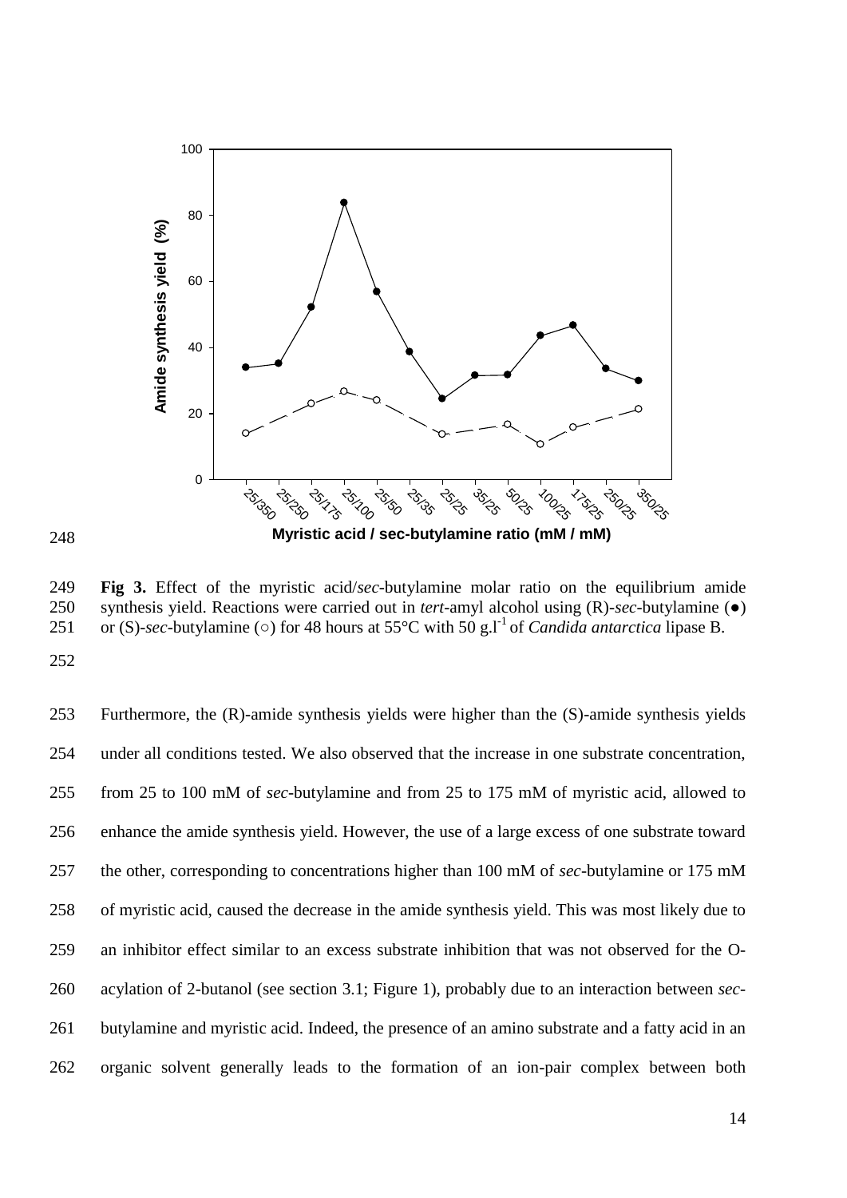**Fig 3.** Effect of the myristic acid/*sec*-butylamine molar ratio on the equilibrium amide synthesis yield. Reactions were carried out in *tert*-amyl alcohol using (R)-*sec*-butylamine (●) or (S)-*sec*-butylamine (○) for 48 hours at 55°C with 50 g.l$^{-1}$ of *Candida antarctica* lipase B.

Furthermore, the (R)-amide synthesis yields were higher than the (S)-amide synthesis yields under all conditions tested. We also observed that the increase in one substrate concentration, from 25 to 100 mM of *sec*-butylamine and from 25 to 175 mM of myristic acid, allowed to enhance the amide synthesis yield. However, the use of a large excess of one substrate toward the other, corresponding to concentrations higher than 100 mM of *sec*-butylamine or 175 mM of myristic acid, caused the decrease in the amide synthesis yield. This was most likely due to an inhibitor effect similar to an excess substrate inhibition that was not observed for the O-acylation of 2-butanol (see section 3.1; Figure 1), probably due to an interaction between *sec*-butylamine and myristic acid. Indeed, the presence of an amino substrate and a fatty acid in an organic solvent generally leads to the formation of an ion-pair complex between both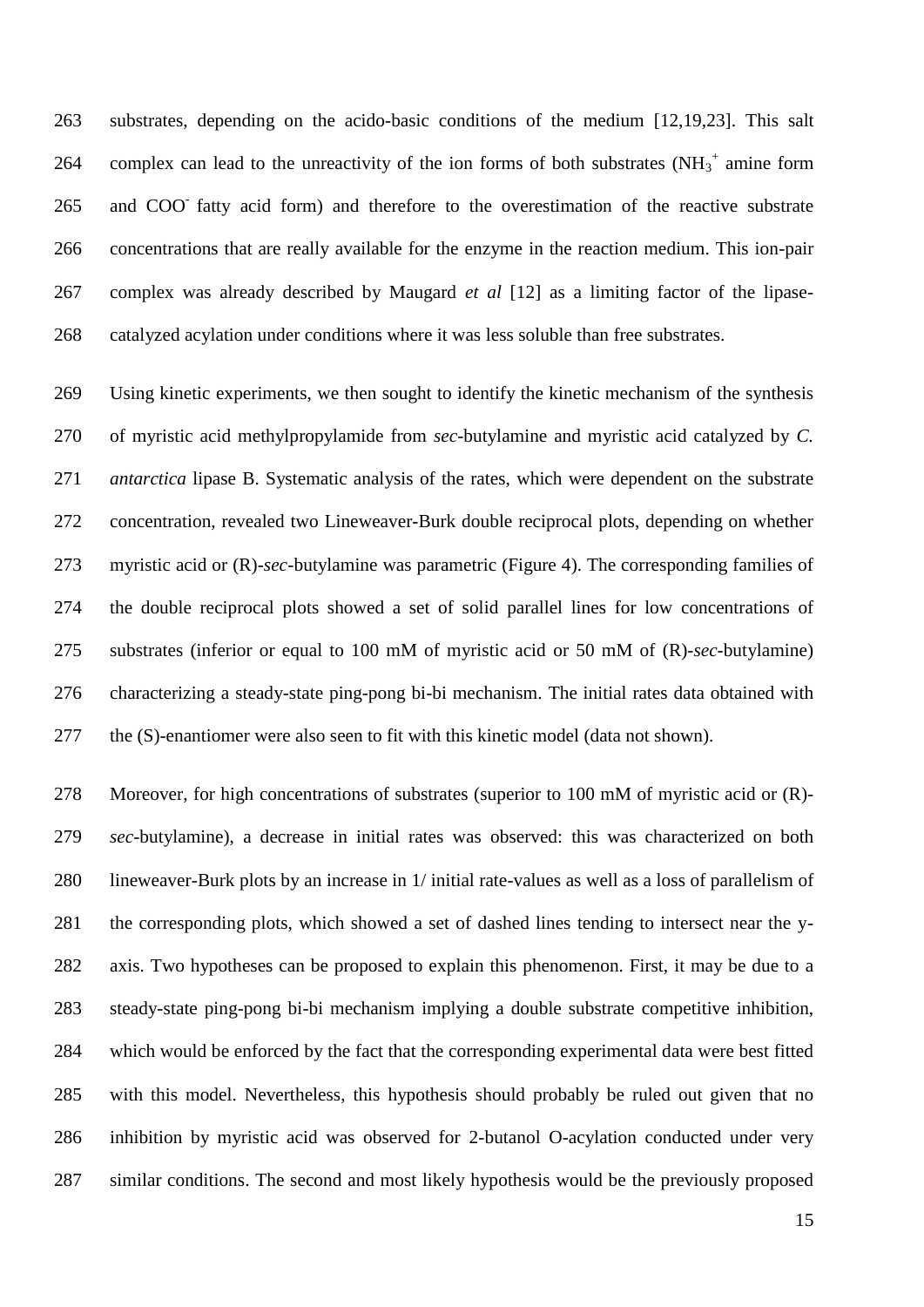substrates, depending on the acido-basic conditions of the medium [12,19,23]. This salt complex can lead to the unreactivity of the ion forms of both substrates ($NH_3^+$ amine form and $COO^-$ fatty acid form) and therefore to the overestimation of the reactive substrate concentrations that are really available for the enzyme in the reaction medium. This ion-pair complex was already described by Maugard *et al* [12] as a limiting factor of the lipase-catalyzed acylation under conditions where it was less soluble than free substrates.

Using kinetic experiments, we then sought to identify the kinetic mechanism of the synthesis of myristic acid methylpropylamide from *sec*-butylamine and myristic acid catalyzed by *C. antarctica* lipase B. Systematic analysis of the rates, which were dependent on the substrate concentration, revealed two Lineweaver-Burk double reciprocal plots, depending on whether myristic acid or (R)-*sec*-butylamine was parametric (Figure 4). The corresponding families of the double reciprocal plots showed a set of solid parallel lines for low concentrations of substrates (inferior or equal to 100 mM of myristic acid or 50 mM of (R)-*sec*-butylamine) characterizing a steady-state ping-pong bi-bi mechanism. The initial rates data obtained with the (S)-enantiomer were also seen to fit with this kinetic model (data not shown).

Moreover, for high concentrations of substrates (superior to 100 mM of myristic acid or (R)-*sec*-butylamine), a decrease in initial rates was observed: this was characterized on both lineweaver-Burk plots by an increase in 1/ initial rate-values as well as a loss of parallelism of the corresponding plots, which showed a set of dashed lines tending to intersect near the y-axis. Two hypotheses can be proposed to explain this phenomenon. First, it may be due to a steady-state ping-pong bi-bi mechanism implying a double substrate competitive inhibition, which would be enforced by the fact that the corresponding experimental data were best fitted with this model. Nevertheless, this hypothesis should probably be ruled out given that no inhibition by myristic acid was observed for 2-butanol O-acylation conducted under very similar conditions. The second and most likely hypothesis would be the previously proposed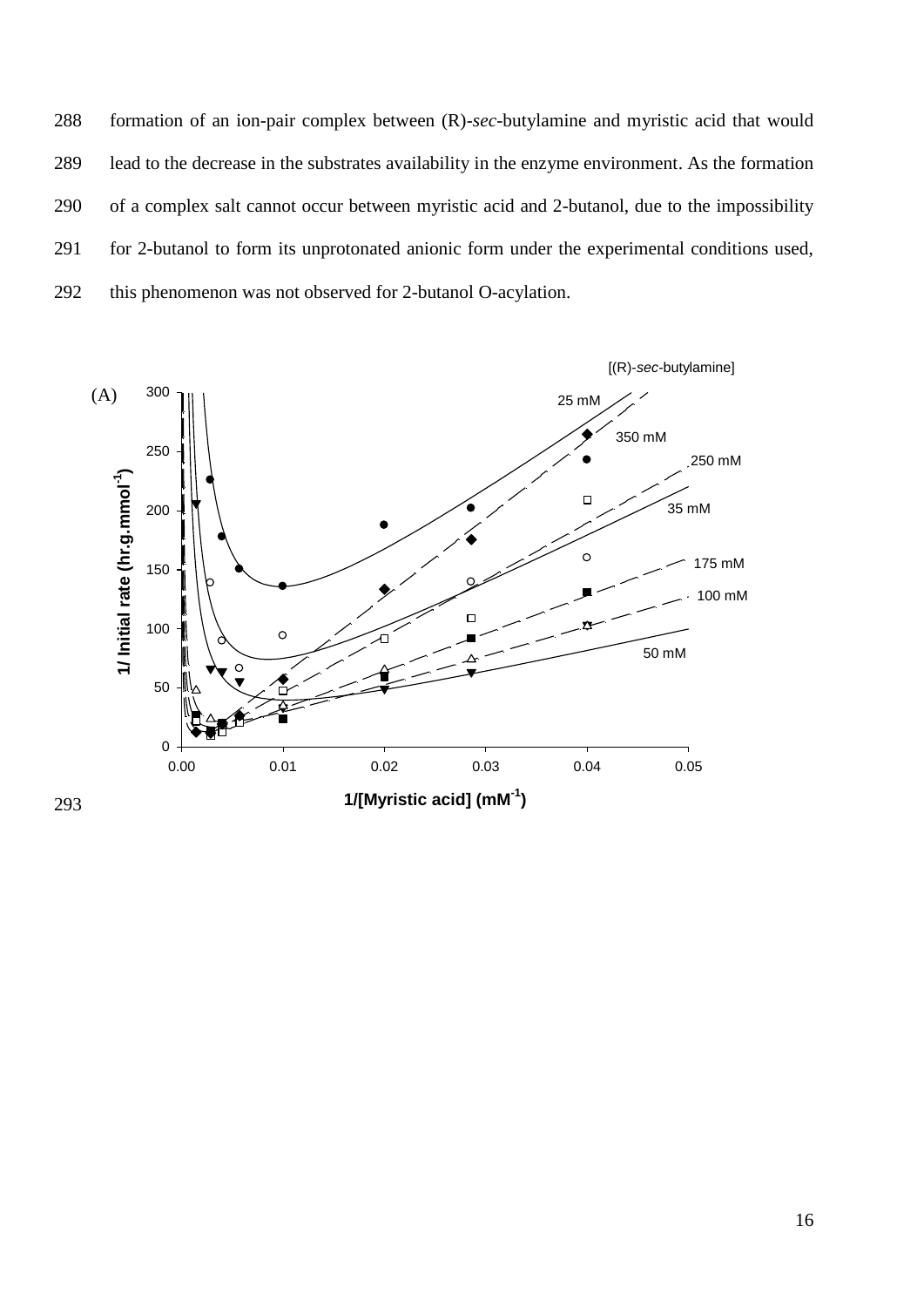formation of an ion-pair complex between (R)-*sec*-butylamine and myristic acid that would lead to the decrease in the substrates availability in the enzyme environment. As the formation of a complex salt cannot occur between myristic acid and 2-butanol, due to the impossibility for 2-butanol to form its unprotonated anionic form under the experimental conditions used, this phenomenon was not observed for 2-butanol O-acylation.

(A)

[(R)-*sec*-butylamine]

25 mM, 350 mM, 250 mM, 35 mM, 175 mM, 100 mM, 50 mM

1/ Initial rate (hr.g.mmol$^{-1}$)

1/[Myristic acid] (mM$^{-1}$)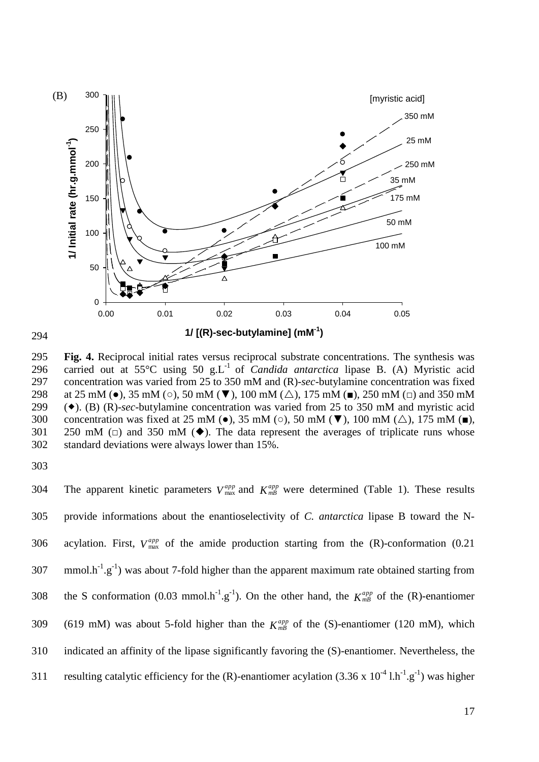**Fig. 4.** Reciprocal initial rates versus reciprocal substrate concentrations. The synthesis was carried out at 55°C using 50 $g.L^{-1}$ of *Candida antarctica* lipase B. (A) Myristic acid concentration was varied from 25 to 350 mM and (R)-*sec*-butylamine concentration was fixed at 25 mM (●), 35 mM (○), 50 mM (▼), 100 mM (△), 175 mM (■), 250 mM (□) and 350 mM (◆). (B) (R)-*sec*-butylamine concentration was varied from 25 to 350 mM and myristic acid concentration was fixed at 25 mM (●), 35 mM (○), 50 mM (▼), 100 mM (△), 175 mM (■), 250 mM (□) and 350 mM (◆). The data represent the averages of triplicate runs whose standard deviations were always lower than 15%.

The apparent kinetic parameters $V_{max}^{app}$ and $K_{mB}^{app}$ were determined (Table 1). These results provide informations about the enantioselectivity of *C. antarctica* lipase B toward the N-acylation. First, $V_{max}^{app}$ of the amide production starting from the (R)-conformation (0.21 $mmol.h^{-1}.g^{-1}$) was about 7-fold higher than the apparent maximum rate obtained starting from the S conformation (0.03 $mmol.h^{-1}.g^{-1}$). On the other hand, the $K_{mB}^{app}$ of the (R)-enantiomer (619 mM) was about 5-fold higher than the $K_{mB}^{app}$ of the (S)-enantiomer (120 mM), which indicated an affinity of the lipase significantly favoring the (S)-enantiomer. Nevertheless, the resulting catalytic efficiency for the (R)-enantiomer acylation ($3.36 \times 10^{-4}$ $l.h^{-1}.g^{-1}$) was higher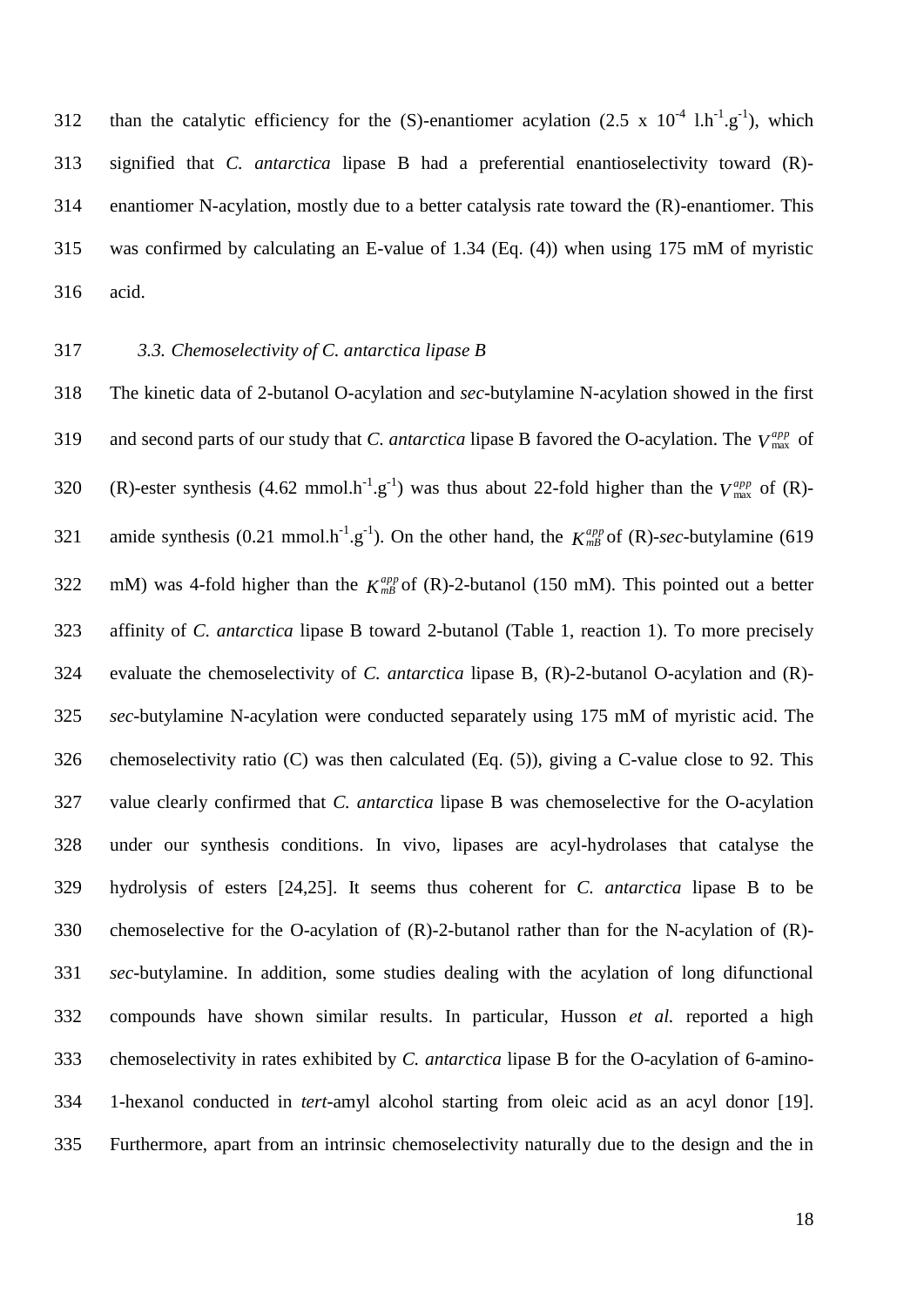than the catalytic efficiency for the (S)-enantiomer acylation ($2.5 \times 10^{-4}$ $l.h^{-1}.g^{-1}$), which signified that *C. antarctica* lipase B had a preferential enantioselectivity toward (R)-enantiomer N-acylation, mostly due to a better catalysis rate toward the (R)-enantiomer. This was confirmed by calculating an E-value of 1.34 (Eq. (4)) when using 175 mM of myristic acid.

### *3.3. Chemoselectivity of C. antarctica lipase B*

The kinetic data of 2-butanol O-acylation and *sec*-butylamine N-acylation showed in the first and second parts of our study that *C. antarctica* lipase B favored the O-acylation. The $V_{max}^{app}$ of (R)-ester synthesis (4.62 $mmol.h^{-1}.g^{-1}$) was thus about 22-fold higher than the $V_{max}^{app}$ of (R)-amide synthesis (0.21 $mmol.h^{-1}.g^{-1}$). On the other hand, the $K_{mB}^{app}$ of (R)-*sec*-butylamine (619 mM) was 4-fold higher than the $K_{mB}^{app}$ of (R)-2-butanol (150 mM). This pointed out a better affinity of *C. antarctica* lipase B toward 2-butanol (Table 1, reaction 1). To more precisely evaluate the chemoselectivity of *C. antarctica* lipase B, (R)-2-butanol O-acylation and (R)-*sec*-butylamine N-acylation were conducted separately using 175 mM of myristic acid. The chemoselectivity ratio (C) was then calculated (Eq. (5)), giving a C-value close to 92. This value clearly confirmed that *C. antarctica* lipase B was chemoselective for the O-acylation under our synthesis conditions. In vivo, lipases are acyl-hydrolases that catalyse the hydrolysis of esters [24,25]. It seems thus coherent for *C. antarctica* lipase B to be chemoselective for the O-acylation of (R)-2-butanol rather than for the N-acylation of (R)-*sec*-butylamine. In addition, some studies dealing with the acylation of long difunctional compounds have shown similar results. In particular, Husson *et al.* reported a high chemoselectivity in rates exhibited by *C. antarctica* lipase B for the O-acylation of 6-amino-1-hexanol conducted in *tert*-amyl alcohol starting from oleic acid as an acyl donor [19]. Furthermore, apart from an intrinsic chemoselectivity naturally due to the design and the in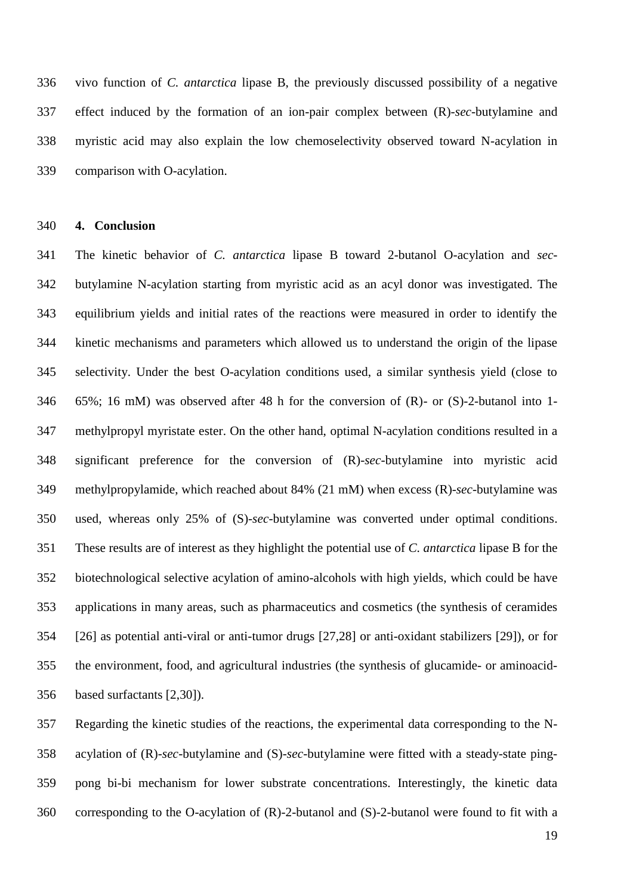vivo function of *C. antarctica* lipase B, the previously discussed possibility of a negative effect induced by the formation of an ion-pair complex between (R)-*sec*-butylamine and myristic acid may also explain the low chemoselectivity observed toward N-acylation in comparison with O-acylation.

## 4. Conclusion

The kinetic behavior of *C. antarctica* lipase B toward 2-butanol O-acylation and *sec*-butylamine N-acylation starting from myristic acid as an acyl donor was investigated. The equilibrium yields and initial rates of the reactions were measured in order to identify the kinetic mechanisms and parameters which allowed us to understand the origin of the lipase selectivity. Under the best O-acylation conditions used, a similar synthesis yield (close to 65%; 16 mM) was observed after 48 h for the conversion of (R)- or (S)-2-butanol into 1-methylpropyl myristate ester. On the other hand, optimal N-acylation conditions resulted in a significant preference for the conversion of (R)-*sec*-butylamine into myristic acid methylpropylamide, which reached about 84% (21 mM) when excess (R)-*sec*-butylamine was used, whereas only 25% of (S)-*sec*-butylamine was converted under optimal conditions. These results are of interest as they highlight the potential use of *C. antarctica* lipase B for the biotechnological selective acylation of amino-alcohols with high yields, which could be have applications in many areas, such as pharmaceutics and cosmetics (the synthesis of ceramides [26] as potential anti-viral or anti-tumor drugs [27,28] or anti-oxidant stabilizers [29]), or for the environment, food, and agricultural industries (the synthesis of glucamide- or aminoacid-based surfactants [2,30]).

Regarding the kinetic studies of the reactions, the experimental data corresponding to the N-acylation of (R)-*sec*-butylamine and (S)-*sec*-butylamine were fitted with a steady-state ping-pong bi-bi mechanism for lower substrate concentrations. Interestingly, the kinetic data corresponding to the O-acylation of (R)-2-butanol and (S)-2-butanol were found to fit with a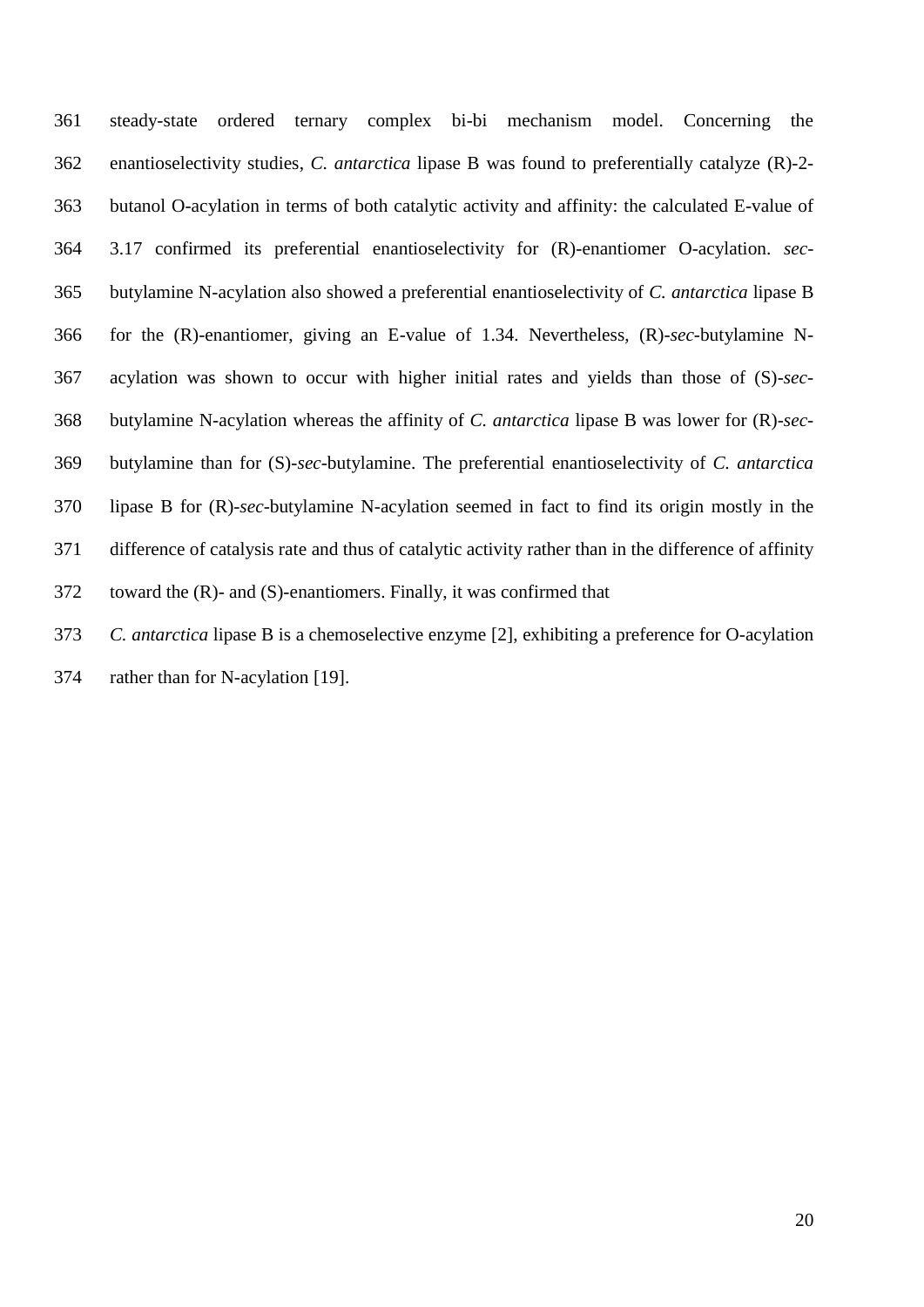steady-state ordered ternary complex bi-bi mechanism model. Concerning the enantioselectivity studies, *C. antarctica* lipase B was found to preferentially catalyze (R)-2-butanol O-acylation in terms of both catalytic activity and affinity: the calculated E-value of 3.17 confirmed its preferential enantioselectivity for (R)-enantiomer O-acylation. *sec*-butylamine N-acylation also showed a preferential enantioselectivity of *C. antarctica* lipase B for the (R)-enantiomer, giving an E-value of 1.34. Nevertheless, (R)-*sec*-butylamine N-acylation was shown to occur with higher initial rates and yields than those of (S)-*sec*-butylamine N-acylation whereas the affinity of *C. antarctica* lipase B was lower for (R)-*sec*-butylamine than for (S)-*sec*-butylamine. The preferential enantioselectivity of *C. antarctica* lipase B for (R)-*sec*-butylamine N-acylation seemed in fact to find its origin mostly in the difference of catalysis rate and thus of catalytic activity rather than in the difference of affinity toward the (R)- and (S)-enantiomers. Finally, it was confirmed that

*C. antarctica* lipase B is a chemoselective enzyme [2], exhibiting a preference for O-acylation rather than for N-acylation [19].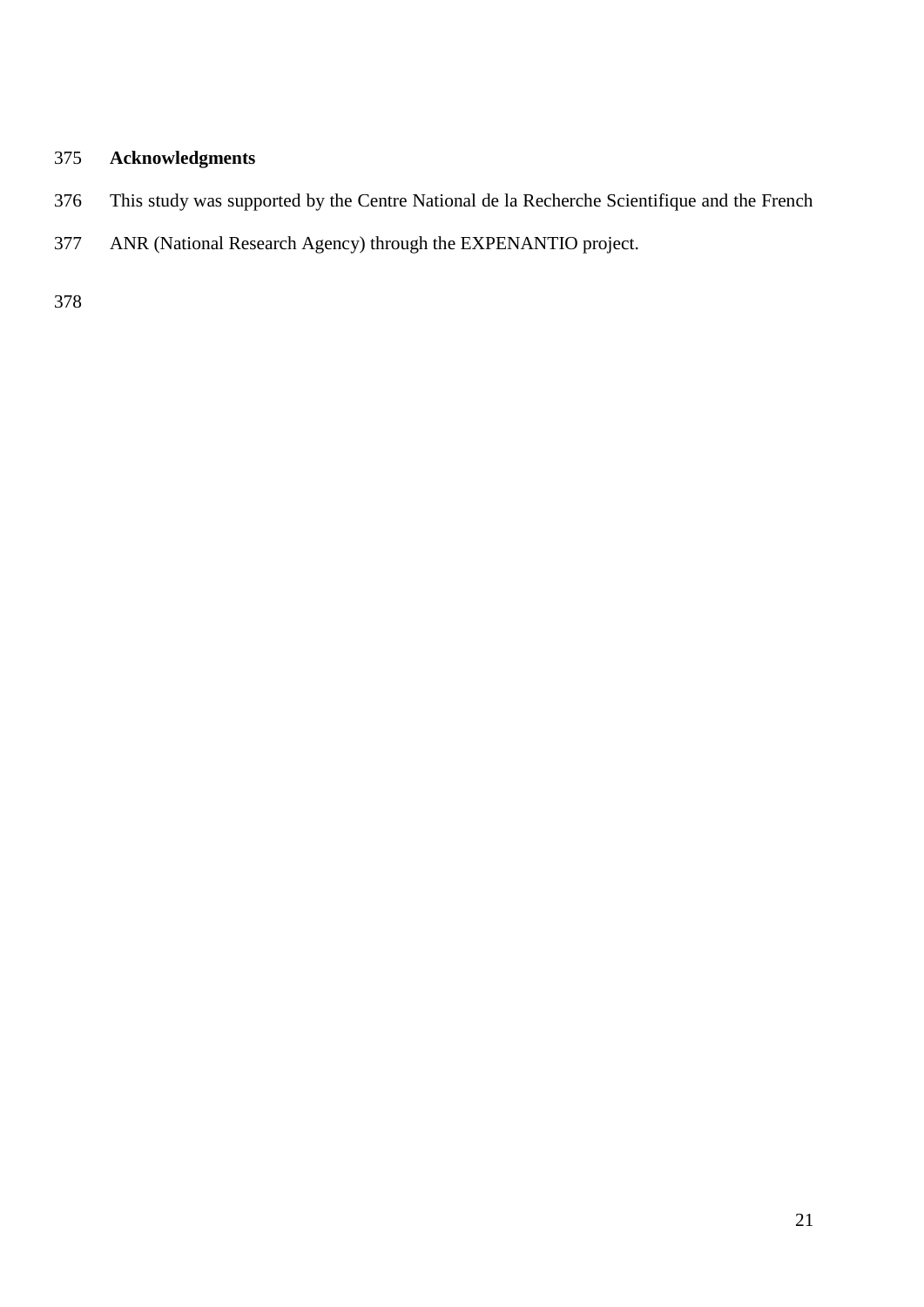## Acknowledgments

This study was supported by the Centre National de la Recherche Scientifique and the French ANR (National Research Agency) through the EXPENANTIO project.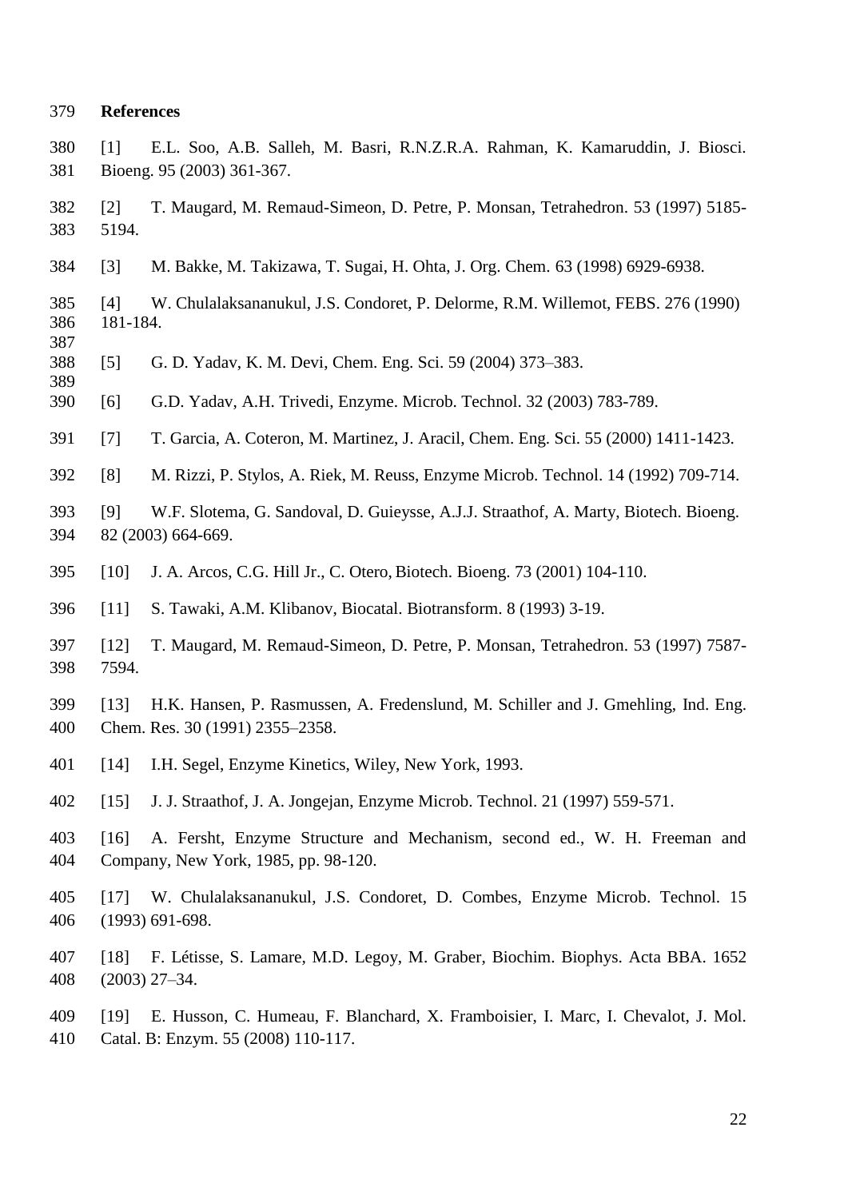## References

[1] E.L. Soo, A.B. Salleh, M. Basri, R.N.Z.R.A. Rahman, K. Kamaruddin, J. Biosci. Bioeng. 95 (2003) 361-367.

[2] T. Maugard, M. Remaud-Simeon, D. Petre, P. Monsan, Tetrahedron. 53 (1997) 5185-5194.

[3] M. Bakke, M. Takizawa, T. Sugai, H. Ohta, J. Org. Chem. 63 (1998) 6929-6938.

[4] W. Chulalaksananukul, J.S. Condoret, P. Delorme, R.M. Willemot, FEBS. 276 (1990) 181-184.

[5] G. D. Yadav, K. M. Devi, Chem. Eng. Sci. 59 (2004) 373–383.

[6] G.D. Yadav, A.H. Trivedi, Enzyme. Microb. Technol. 32 (2003) 783-789.

[7] T. Garcia, A. Coteron, M. Martinez, J. Aracil, Chem. Eng. Sci. 55 (2000) 1411-1423.

[8] M. Rizzi, P. Stylos, A. Riek, M. Reuss, Enzyme Microb. Technol. 14 (1992) 709-714.

[9] W.F. Slotema, G. Sandoval, D. Guieysse, A.J.J. Straathof, A. Marty, Biotech. Bioeng. 82 (2003) 664-669.

[10] J. A. Arcos, C.G. Hill Jr., C. Otero, Biotech. Bioeng. 73 (2001) 104-110.

[11] S. Tawaki, A.M. Klibanov, Biocatal. Biotransform. 8 (1993) 3-19.

[12] T. Maugard, M. Remaud-Simeon, D. Petre, P. Monsan, Tetrahedron. 53 (1997) 7587-7594.

[13] H.K. Hansen, P. Rasmussen, A. Fredenslund, M. Schiller and J. Gmehling, Ind. Eng. Chem. Res. 30 (1991) 2355–2358.

[14] I.H. Segel, Enzyme Kinetics, Wiley, New York, 1993.

[15] J. J. Straathof, J. A. Jongejan, Enzyme Microb. Technol. 21 (1997) 559-571.

[16] A. Fersht, Enzyme Structure and Mechanism, second ed., W. H. Freeman and Company, New York, 1985, pp. 98-120.

[17] W. Chulalaksananukul, J.S. Condoret, D. Combes, Enzyme Microb. Technol. 15 (1993) 691-698.

[18] F. Létisse, S. Lamare, M.D. Legoy, M. Graber, Biochim. Biophys. Acta BBA. 1652 (2003) 27–34.

[19] E. Husson, C. Humeau, F. Blanchard, X. Framboisier, I. Marc, I. Chevalot, J. Mol. Catal. B: Enzym. 55 (2008) 110-117.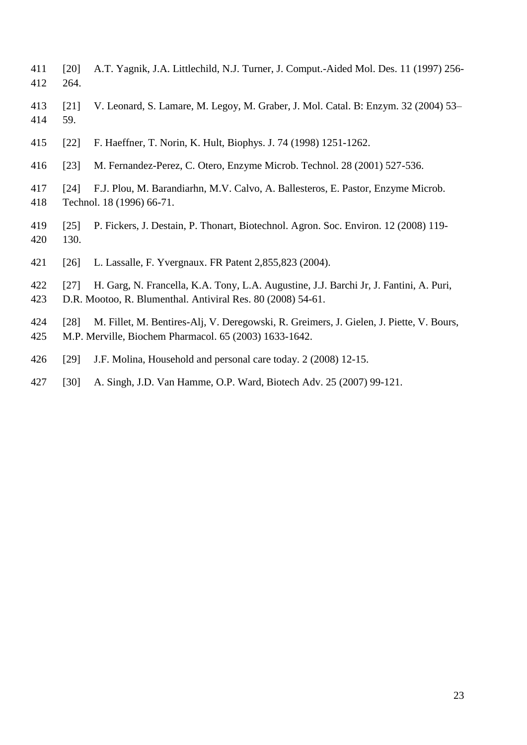[20] A.T. Yagnik, J.A. Littlechild, N.J. Turner, J. Comput.-Aided Mol. Des. 11 (1997) 256-264.

[21] V. Leonard, S. Lamare, M. Legoy, M. Graber, J. Mol. Catal. B: Enzym. 32 (2004) 53–59.

[22] F. Haeffner, T. Norin, K. Hult, Biophys. J. 74 (1998) 1251-1262.

[23] M. Fernandez-Perez, C. Otero, Enzyme Microb. Technol. 28 (2001) 527-536.

[24] F.J. Plou, M. Barandiarhn, M.V. Calvo, A. Ballesteros, E. Pastor, Enzyme Microb. Technol. 18 (1996) 66-71.

[25] P. Fickers, J. Destain, P. Thonart, Biotechnol. Agron. Soc. Environ. 12 (2008) 119-130.

[26] L. Lassalle, F. Yvergnaux. FR Patent 2,855,823 (2004).

[27] H. Garg, N. Francella, K.A. Tony, L.A. Augustine, J.J. Barchi Jr, J. Fantini, A. Puri, D.R. Mootoo, R. Blumenthal. Antiviral Res. 80 (2008) 54-61.

[28] M. Fillet, M. Bentires-Alj, V. Deregowski, R. Greimers, J. Gielen, J. Piette, V. Bours, M.P. Merville, Biochem Pharmacol. 65 (2003) 1633-1642.

[29] J.F. Molina, Household and personal care today. 2 (2008) 12-15.

[30] A. Singh, J.D. Van Hamme, O.P. Ward, Biotech Adv. 25 (2007) 99-121.